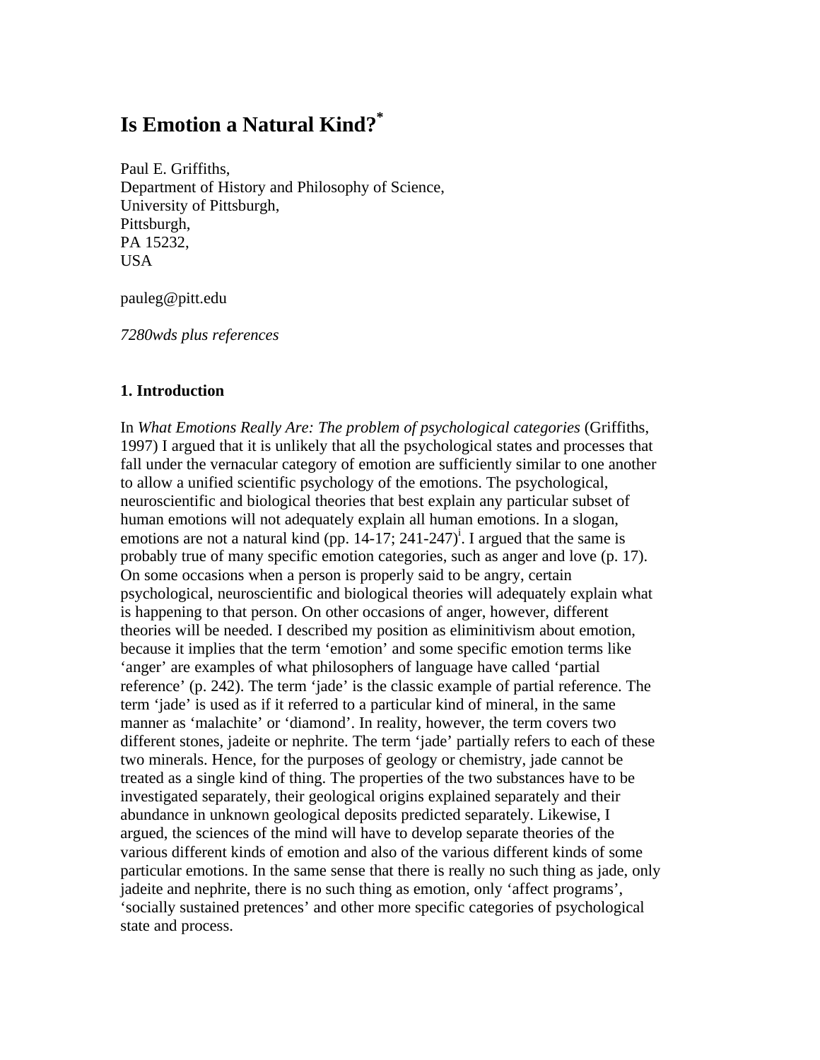# Is Emotion a Natural Kind?[*]

Paul E. Griffiths,
Department of History and Philosophy of Science,
University of Pittsburgh,
Pittsburgh,
PA 15232,
USA

pauleg@pitt.edu

*7280wds plus references*

## 1. Introduction

In *What Emotions Really Are: The problem of psychological categories* (Griffiths, 1997) I argued that it is unlikely that all the psychological states and processes that fall under the vernacular category of emotion are sufficiently similar to one another to allow a unified scientific psychology of the emotions. The psychological, neuroscientific and biological theories that best explain any particular subset of human emotions will not adequately explain all human emotions. In a slogan, emotions are not a natural kind (pp. 14-17; 241-247)[i]. I argued that the same is probably true of many specific emotion categories, such as anger and love (p. 17). On some occasions when a person is properly said to be angry, certain psychological, neuroscientific and biological theories will adequately explain what is happening to that person. On other occasions of anger, however, different theories will be needed. I described my position as eliminitivism about emotion, because it implies that the term 'emotion' and some specific emotion terms like 'anger' are examples of what philosophers of language have called 'partial reference' (p. 242). The term 'jade' is the classic example of partial reference. The term 'jade' is used as if it referred to a particular kind of mineral, in the same manner as 'malachite' or 'diamond'. In reality, however, the term covers two different stones, jadeite or nephrite. The term 'jade' partially refers to each of these two minerals. Hence, for the purposes of geology or chemistry, jade cannot be treated as a single kind of thing. The properties of the two substances have to be investigated separately, their geological origins explained separately and their abundance in unknown geological deposits predicted separately. Likewise, I argued, the sciences of the mind will have to develop separate theories of the various different kinds of emotion and also of the various different kinds of some particular emotions. In the same sense that there is really no such thing as jade, only jadeite and nephrite, there is no such thing as emotion, only 'affect programs', 'socially sustained pretences' and other more specific categories of psychological state and process.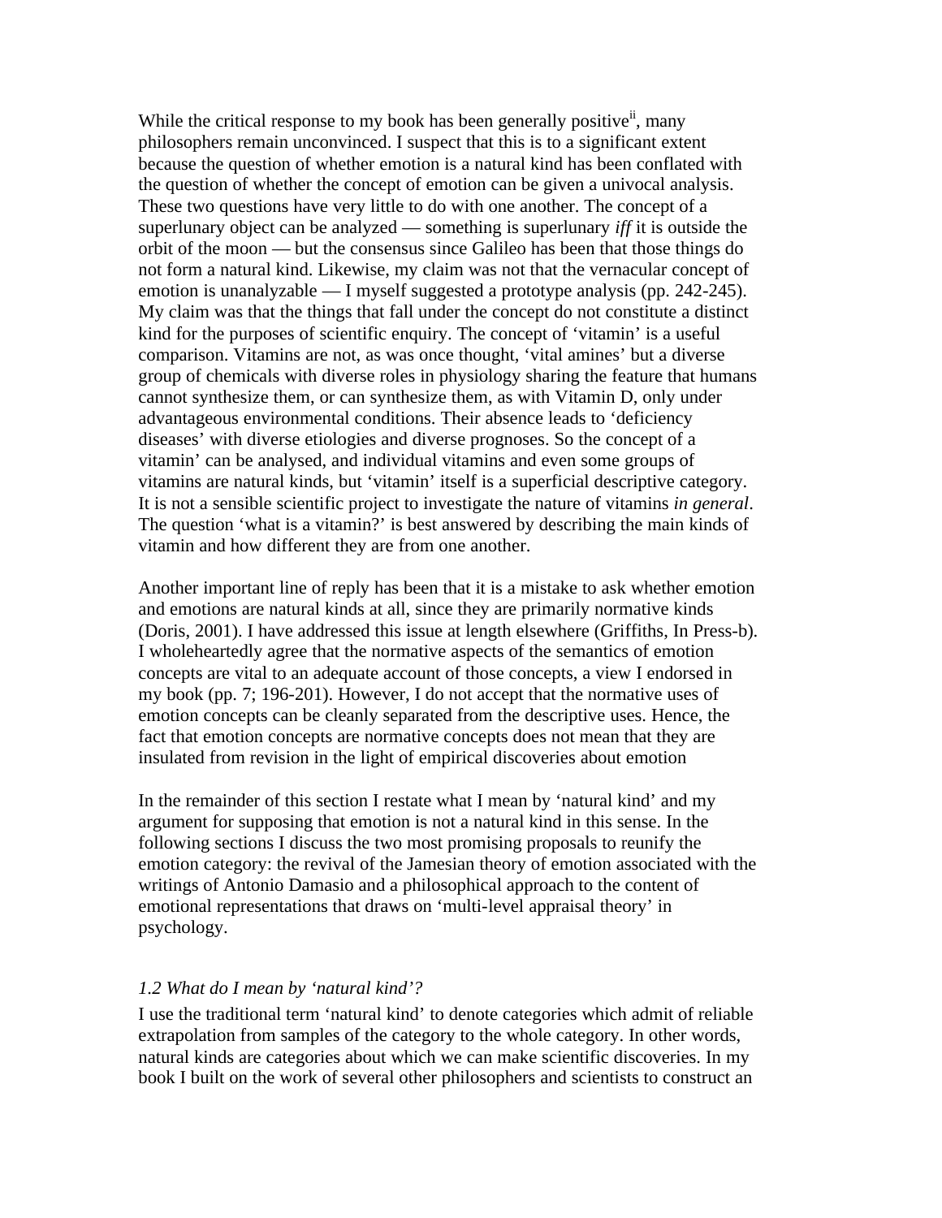While the critical response to my book has been generally positive[ii], many philosophers remain unconvinced. I suspect that this is to a significant extent because the question of whether emotion is a natural kind has been conflated with the question of whether the concept of emotion can be given a univocal analysis. These two questions have very little to do with one another. The concept of a superlunary object can be analyzed — something is superlunary *iff* it is outside the orbit of the moon — but the consensus since Galileo has been that those things do not form a natural kind. Likewise, my claim was not that the vernacular concept of emotion is unanalyzable — I myself suggested a prototype analysis (pp. 242-245). My claim was that the things that fall under the concept do not constitute a distinct kind for the purposes of scientific enquiry. The concept of 'vitamin' is a useful comparison. Vitamins are not, as was once thought, 'vital amines' but a diverse group of chemicals with diverse roles in physiology sharing the feature that humans cannot synthesize them, or can synthesize them, as with Vitamin D, only under advantageous environmental conditions. Their absence leads to 'deficiency diseases' with diverse etiologies and diverse prognoses. So the concept of a vitamin' can be analysed, and individual vitamins and even some groups of vitamins are natural kinds, but 'vitamin' itself is a superficial descriptive category. It is not a sensible scientific project to investigate the nature of vitamins *in general*. The question 'what is a vitamin?' is best answered by describing the main kinds of vitamin and how different they are from one another.

Another important line of reply has been that it is a mistake to ask whether emotion and emotions are natural kinds at all, since they are primarily normative kinds (Doris, 2001). I have addressed this issue at length elsewhere (Griffiths, In Press-b). I wholeheartedly agree that the normative aspects of the semantics of emotion concepts are vital to an adequate account of those concepts, a view I endorsed in my book (pp. 7; 196-201). However, I do not accept that the normative uses of emotion concepts can be cleanly separated from the descriptive uses. Hence, the fact that emotion concepts are normative concepts does not mean that they are insulated from revision in the light of empirical discoveries about emotion

In the remainder of this section I restate what I mean by 'natural kind' and my argument for supposing that emotion is not a natural kind in this sense. In the following sections I discuss the two most promising proposals to reunify the emotion category: the revival of the Jamesian theory of emotion associated with the writings of Antonio Damasio and a philosophical approach to the content of emotional representations that draws on 'multi-level appraisal theory' in psychology.

### *1.2 What do I mean by 'natural kind'?*

I use the traditional term 'natural kind' to denote categories which admit of reliable extrapolation from samples of the category to the whole category. In other words, natural kinds are categories about which we can make scientific discoveries. In my book I built on the work of several other philosophers and scientists to construct an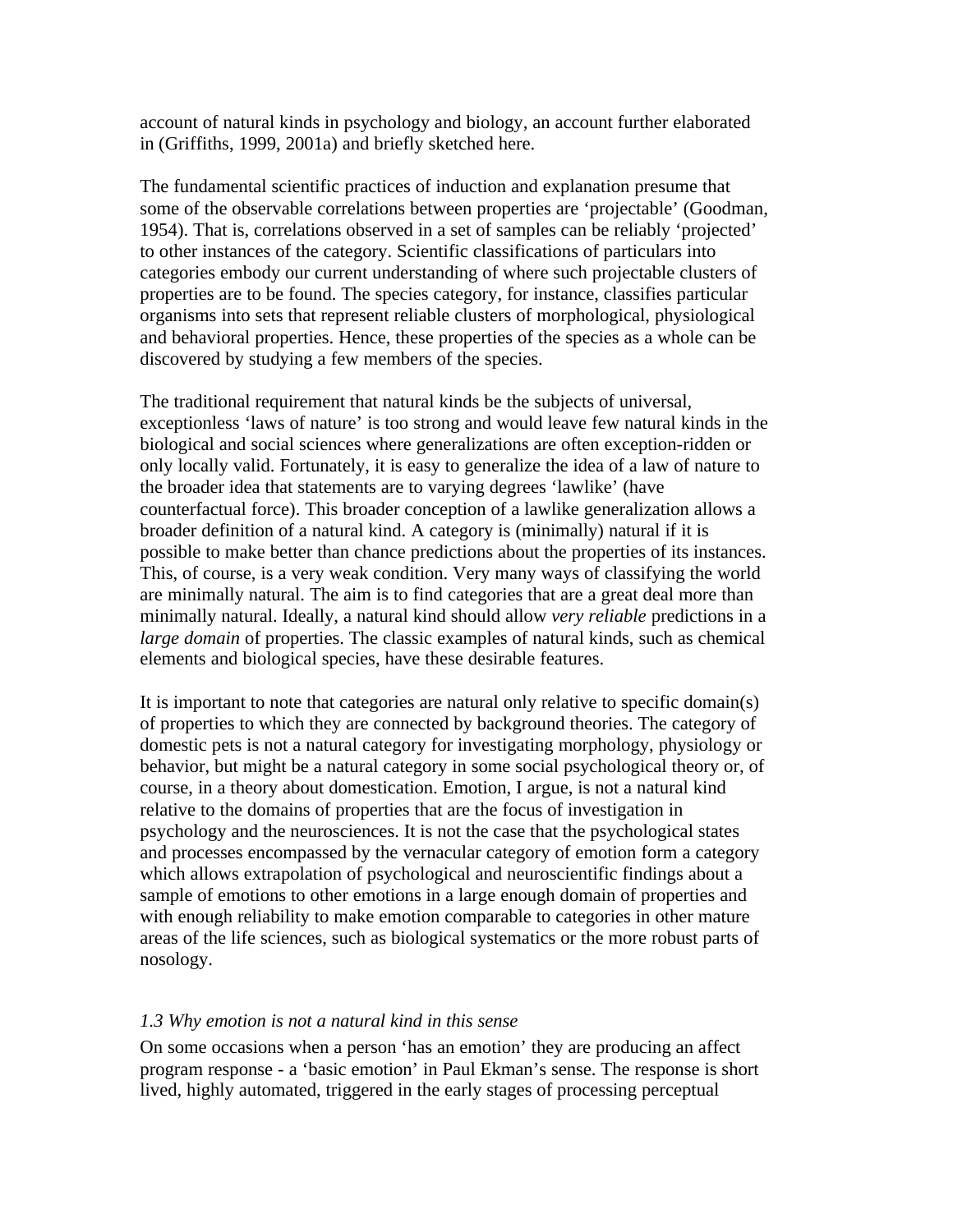account of natural kinds in psychology and biology, an account further elaborated in (Griffiths, 1999, 2001a) and briefly sketched here.

The fundamental scientific practices of induction and explanation presume that some of the observable correlations between properties are 'projectable' (Goodman, 1954). That is, correlations observed in a set of samples can be reliably 'projected' to other instances of the category. Scientific classifications of particulars into categories embody our current understanding of where such projectable clusters of properties are to be found. The species category, for instance, classifies particular organisms into sets that represent reliable clusters of morphological, physiological and behavioral properties. Hence, these properties of the species as a whole can be discovered by studying a few members of the species.

The traditional requirement that natural kinds be the subjects of universal, exceptionless 'laws of nature' is too strong and would leave few natural kinds in the biological and social sciences where generalizations are often exception-ridden or only locally valid. Fortunately, it is easy to generalize the idea of a law of nature to the broader idea that statements are to varying degrees 'lawlike' (have counterfactual force). This broader conception of a lawlike generalization allows a broader definition of a natural kind. A category is (minimally) natural if it is possible to make better than chance predictions about the properties of its instances. This, of course, is a very weak condition. Very many ways of classifying the world are minimally natural. The aim is to find categories that are a great deal more than minimally natural. Ideally, a natural kind should allow *very reliable* predictions in a *large domain* of properties. The classic examples of natural kinds, such as chemical elements and biological species, have these desirable features.

It is important to note that categories are natural only relative to specific domain(s) of properties to which they are connected by background theories. The category of domestic pets is not a natural category for investigating morphology, physiology or behavior, but might be a natural category in some social psychological theory or, of course, in a theory about domestication. Emotion, I argue, is not a natural kind relative to the domains of properties that are the focus of investigation in psychology and the neurosciences. It is not the case that the psychological states and processes encompassed by the vernacular category of emotion form a category which allows extrapolation of psychological and neuroscientific findings about a sample of emotions to other emotions in a large enough domain of properties and with enough reliability to make emotion comparable to categories in other mature areas of the life sciences, such as biological systematics or the more robust parts of nosology.

### *1.3 Why emotion is not a natural kind in this sense*

On some occasions when a person 'has an emotion' they are producing an affect program response - a 'basic emotion' in Paul Ekman's sense. The response is short lived, highly automated, triggered in the early stages of processing perceptual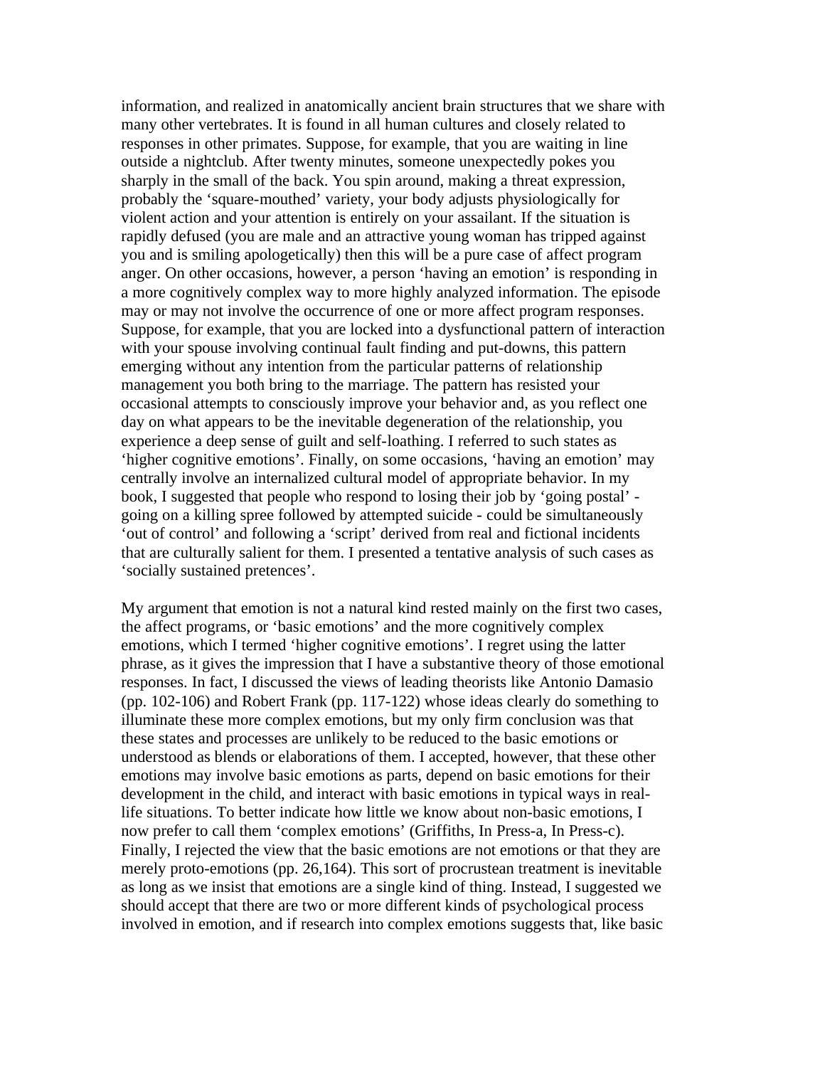information, and realized in anatomically ancient brain structures that we share with many other vertebrates. It is found in all human cultures and closely related to responses in other primates. Suppose, for example, that you are waiting in line outside a nightclub. After twenty minutes, someone unexpectedly pokes you sharply in the small of the back. You spin around, making a threat expression, probably the 'square-mouthed' variety, your body adjusts physiologically for violent action and your attention is entirely on your assailant. If the situation is rapidly defused (you are male and an attractive young woman has tripped against you and is smiling apologetically) then this will be a pure case of affect program anger. On other occasions, however, a person 'having an emotion' is responding in a more cognitively complex way to more highly analyzed information. The episode may or may not involve the occurrence of one or more affect program responses. Suppose, for example, that you are locked into a dysfunctional pattern of interaction with your spouse involving continual fault finding and put-downs, this pattern emerging without any intention from the particular patterns of relationship management you both bring to the marriage. The pattern has resisted your occasional attempts to consciously improve your behavior and, as you reflect one day on what appears to be the inevitable degeneration of the relationship, you experience a deep sense of guilt and self-loathing. I referred to such states as 'higher cognitive emotions'. Finally, on some occasions, 'having an emotion' may centrally involve an internalized cultural model of appropriate behavior. In my book, I suggested that people who respond to losing their job by 'going postal' - going on a killing spree followed by attempted suicide - could be simultaneously 'out of control' and following a 'script' derived from real and fictional incidents that are culturally salient for them. I presented a tentative analysis of such cases as 'socially sustained pretences'.

My argument that emotion is not a natural kind rested mainly on the first two cases, the affect programs, or 'basic emotions' and the more cognitively complex emotions, which I termed 'higher cognitive emotions'. I regret using the latter phrase, as it gives the impression that I have a substantive theory of those emotional responses. In fact, I discussed the views of leading theorists like Antonio Damasio (pp. 102-106) and Robert Frank (pp. 117-122) whose ideas clearly do something to illuminate these more complex emotions, but my only firm conclusion was that these states and processes are unlikely to be reduced to the basic emotions or understood as blends or elaborations of them. I accepted, however, that these other emotions may involve basic emotions as parts, depend on basic emotions for their development in the child, and interact with basic emotions in typical ways in real-life situations. To better indicate how little we know about non-basic emotions, I now prefer to call them 'complex emotions' (Griffiths, In Press-a, In Press-c). Finally, I rejected the view that the basic emotions are not emotions or that they are merely proto-emotions (pp. 26,164). This sort of procrustean treatment is inevitable as long as we insist that emotions are a single kind of thing. Instead, I suggested we should accept that there are two or more different kinds of psychological process involved in emotion, and if research into complex emotions suggests that, like basic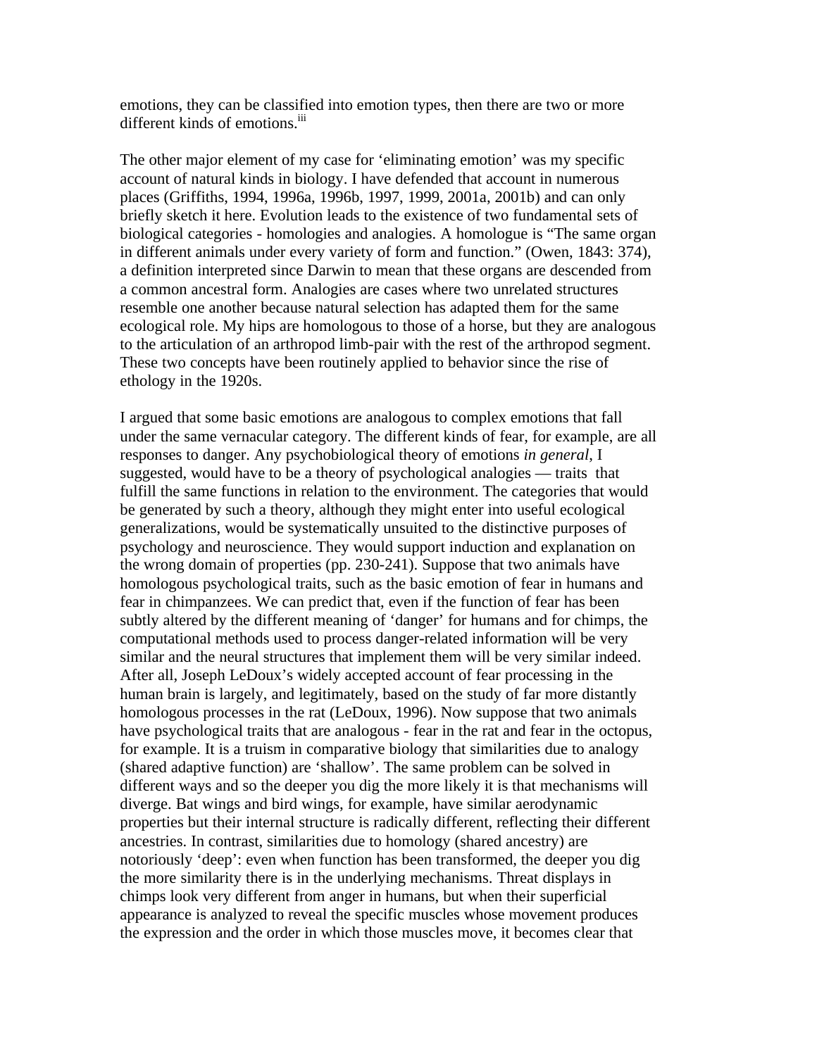emotions, they can be classified into emotion types, then there are two or more different kinds of emotions.[iii]

The other major element of my case for 'eliminating emotion' was my specific account of natural kinds in biology. I have defended that account in numerous places (Griffiths, 1994, 1996a, 1996b, 1997, 1999, 2001a, 2001b) and can only briefly sketch it here. Evolution leads to the existence of two fundamental sets of biological categories - homologies and analogies. A homologue is "The same organ in different animals under every variety of form and function." (Owen, 1843: 374), a definition interpreted since Darwin to mean that these organs are descended from a common ancestral form. Analogies are cases where two unrelated structures resemble one another because natural selection has adapted them for the same ecological role. My hips are homologous to those of a horse, but they are analogous to the articulation of an arthropod limb-pair with the rest of the arthropod segment. These two concepts have been routinely applied to behavior since the rise of ethology in the 1920s.

I argued that some basic emotions are analogous to complex emotions that fall under the same vernacular category. The different kinds of fear, for example, are all responses to danger. Any psychobiological theory of emotions *in general*, I suggested, would have to be a theory of psychological analogies — traits that fulfill the same functions in relation to the environment. The categories that would be generated by such a theory, although they might enter into useful ecological generalizations, would be systematically unsuited to the distinctive purposes of psychology and neuroscience. They would support induction and explanation on the wrong domain of properties (pp. 230-241). Suppose that two animals have homologous psychological traits, such as the basic emotion of fear in humans and fear in chimpanzees. We can predict that, even if the function of fear has been subtly altered by the different meaning of 'danger' for humans and for chimps, the computational methods used to process danger-related information will be very similar and the neural structures that implement them will be very similar indeed. After all, Joseph LeDoux's widely accepted account of fear processing in the human brain is largely, and legitimately, based on the study of far more distantly homologous processes in the rat (LeDoux, 1996). Now suppose that two animals have psychological traits that are analogous - fear in the rat and fear in the octopus, for example. It is a truism in comparative biology that similarities due to analogy (shared adaptive function) are 'shallow'. The same problem can be solved in different ways and so the deeper you dig the more likely it is that mechanisms will diverge. Bat wings and bird wings, for example, have similar aerodynamic properties but their internal structure is radically different, reflecting their different ancestries. In contrast, similarities due to homology (shared ancestry) are notoriously 'deep': even when function has been transformed, the deeper you dig the more similarity there is in the underlying mechanisms. Threat displays in chimps look very different from anger in humans, but when their superficial appearance is analyzed to reveal the specific muscles whose movement produces the expression and the order in which those muscles move, it becomes clear that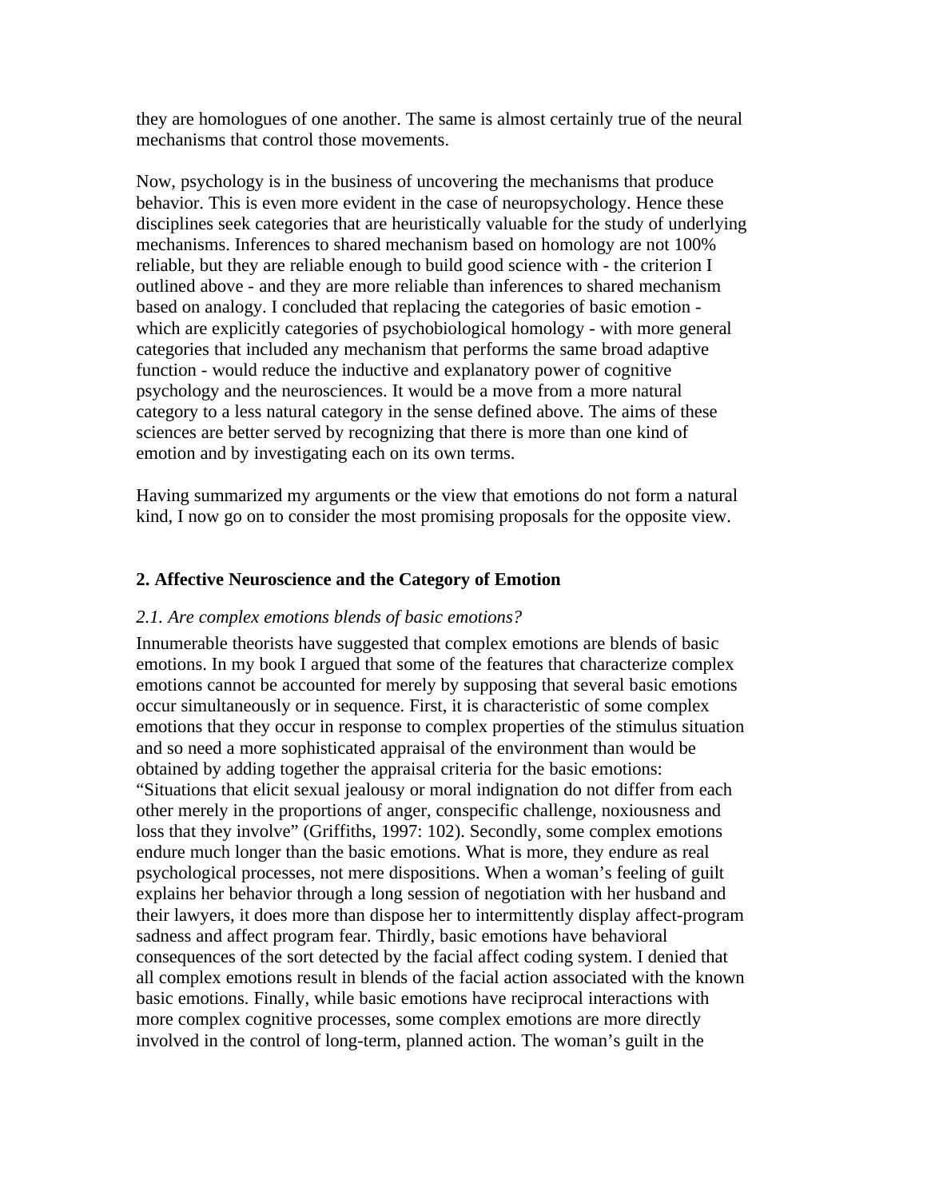they are homologues of one another. The same is almost certainly true of the neural mechanisms that control those movements.

Now, psychology is in the business of uncovering the mechanisms that produce behavior. This is even more evident in the case of neuropsychology. Hence these disciplines seek categories that are heuristically valuable for the study of underlying mechanisms. Inferences to shared mechanism based on homology are not 100% reliable, but they are reliable enough to build good science with - the criterion I outlined above - and they are more reliable than inferences to shared mechanism based on analogy. I concluded that replacing the categories of basic emotion - which are explicitly categories of psychobiological homology - with more general categories that included any mechanism that performs the same broad adaptive function - would reduce the inductive and explanatory power of cognitive psychology and the neurosciences. It would be a move from a more natural category to a less natural category in the sense defined above. The aims of these sciences are better served by recognizing that there is more than one kind of emotion and by investigating each on its own terms.

Having summarized my arguments or the view that emotions do not form a natural kind, I now go on to consider the most promising proposals for the opposite view.

## 2. Affective Neuroscience and the Category of Emotion

### *2.1. Are complex emotions blends of basic emotions?*

Innumerable theorists have suggested that complex emotions are blends of basic emotions. In my book I argued that some of the features that characterize complex emotions cannot be accounted for merely by supposing that several basic emotions occur simultaneously or in sequence. First, it is characteristic of some complex emotions that they occur in response to complex properties of the stimulus situation and so need a more sophisticated appraisal of the environment than would be obtained by adding together the appraisal criteria for the basic emotions: "Situations that elicit sexual jealousy or moral indignation do not differ from each other merely in the proportions of anger, conspecific challenge, noxiousness and loss that they involve" (Griffiths, 1997: 102). Secondly, some complex emotions endure much longer than the basic emotions. What is more, they endure as real psychological processes, not mere dispositions. When a woman's feeling of guilt explains her behavior through a long session of negotiation with her husband and their lawyers, it does more than dispose her to intermittently display affect-program sadness and affect program fear. Thirdly, basic emotions have behavioral consequences of the sort detected by the facial affect coding system. I denied that all complex emotions result in blends of the facial action associated with the known basic emotions. Finally, while basic emotions have reciprocal interactions with more complex cognitive processes, some complex emotions are more directly involved in the control of long-term, planned action. The woman's guilt in the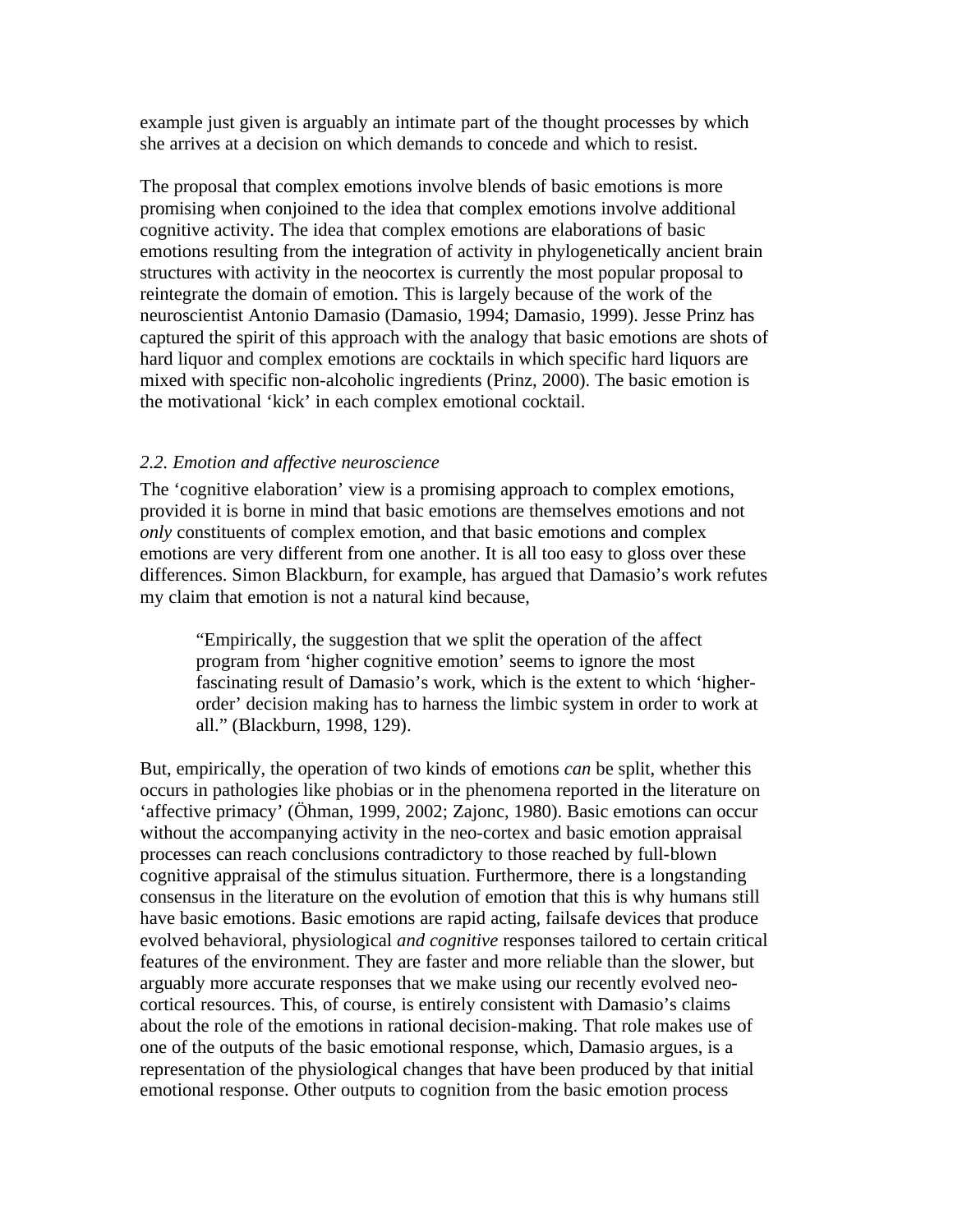example just given is arguably an intimate part of the thought processes by which she arrives at a decision on which demands to concede and which to resist.

The proposal that complex emotions involve blends of basic emotions is more promising when conjoined to the idea that complex emotions involve additional cognitive activity. The idea that complex emotions are elaborations of basic emotions resulting from the integration of activity in phylogenetically ancient brain structures with activity in the neocortex is currently the most popular proposal to reintegrate the domain of emotion. This is largely because of the work of the neuroscientist Antonio Damasio (Damasio, 1994; Damasio, 1999). Jesse Prinz has captured the spirit of this approach with the analogy that basic emotions are shots of hard liquor and complex emotions are cocktails in which specific hard liquors are mixed with specific non-alcoholic ingredients (Prinz, 2000). The basic emotion is the motivational 'kick' in each complex emotional cocktail.

### *2.2. Emotion and affective neuroscience*

The 'cognitive elaboration' view is a promising approach to complex emotions, provided it is borne in mind that basic emotions are themselves emotions and not *only* constituents of complex emotion, and that basic emotions and complex emotions are very different from one another. It is all too easy to gloss over these differences. Simon Blackburn, for example, has argued that Damasio's work refutes my claim that emotion is not a natural kind because,

> "Empirically, the suggestion that we split the operation of the affect program from 'higher cognitive emotion' seems to ignore the most fascinating result of Damasio's work, which is the extent to which 'higher-order' decision making has to harness the limbic system in order to work at all." (Blackburn, 1998, 129).

But, empirically, the operation of two kinds of emotions *can* be split, whether this occurs in pathologies like phobias or in the phenomena reported in the literature on 'affective primacy' (Öhman, 1999, 2002; Zajonc, 1980). Basic emotions can occur without the accompanying activity in the neo-cortex and basic emotion appraisal processes can reach conclusions contradictory to those reached by full-blown cognitive appraisal of the stimulus situation. Furthermore, there is a longstanding consensus in the literature on the evolution of emotion that this is why humans still have basic emotions. Basic emotions are rapid acting, failsafe devices that produce evolved behavioral, physiological *and cognitive* responses tailored to certain critical features of the environment. They are faster and more reliable than the slower, but arguably more accurate responses that we make using our recently evolved neo-cortical resources. This, of course, is entirely consistent with Damasio's claims about the role of the emotions in rational decision-making. That role makes use of one of the outputs of the basic emotional response, which, Damasio argues, is a representation of the physiological changes that have been produced by that initial emotional response. Other outputs to cognition from the basic emotion process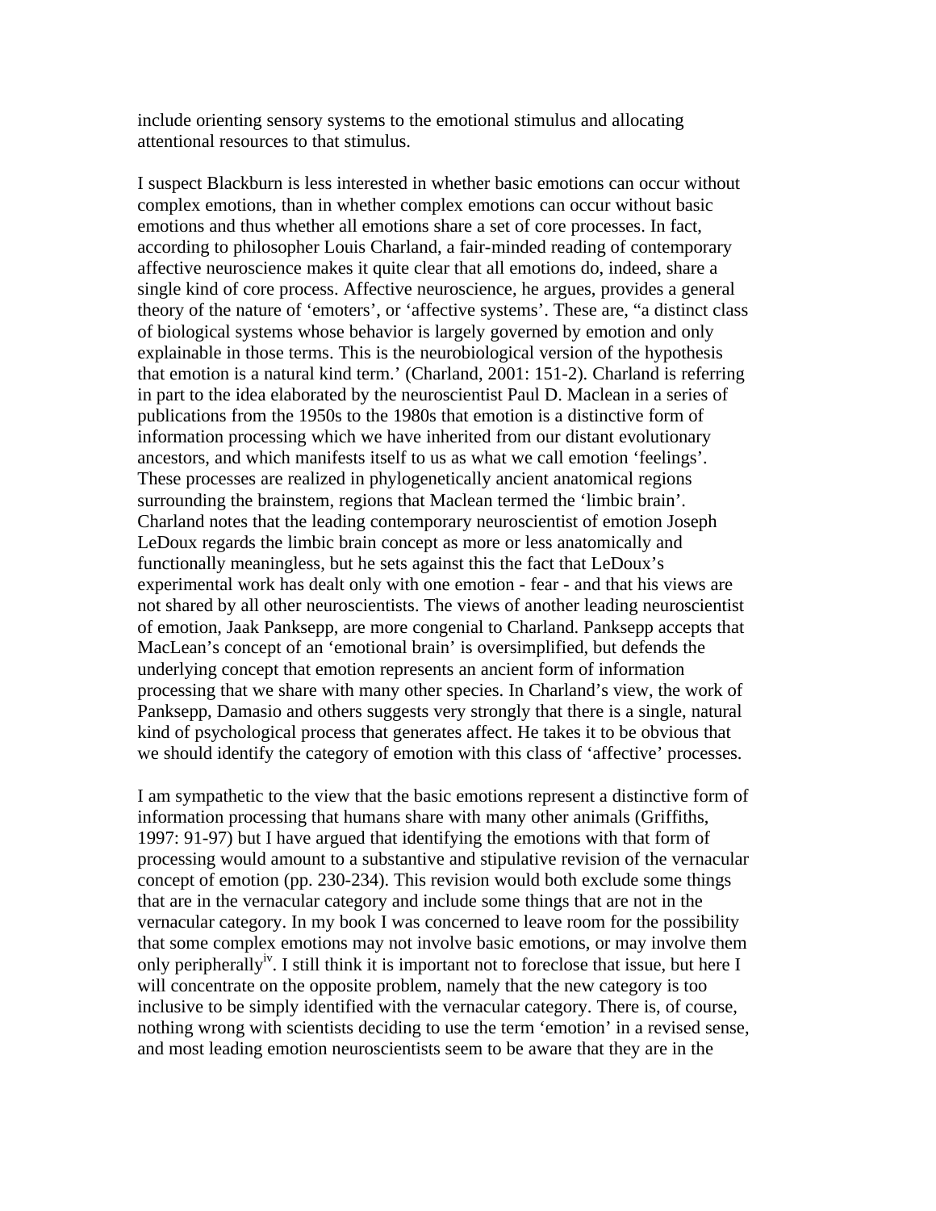include orienting sensory systems to the emotional stimulus and allocating attentional resources to that stimulus.

I suspect Blackburn is less interested in whether basic emotions can occur without complex emotions, than in whether complex emotions can occur without basic emotions and thus whether all emotions share a set of core processes. In fact, according to philosopher Louis Charland, a fair-minded reading of contemporary affective neuroscience makes it quite clear that all emotions do, indeed, share a single kind of core process. Affective neuroscience, he argues, provides a general theory of the nature of 'emoters', or 'affective systems'. These are, "a distinct class of biological systems whose behavior is largely governed by emotion and only explainable in those terms. This is the neurobiological version of the hypothesis that emotion is a natural kind term.' (Charland, 2001: 151-2). Charland is referring in part to the idea elaborated by the neuroscientist Paul D. Maclean in a series of publications from the 1950s to the 1980s that emotion is a distinctive form of information processing which we have inherited from our distant evolutionary ancestors, and which manifests itself to us as what we call emotion 'feelings'. These processes are realized in phylogenetically ancient anatomical regions surrounding the brainstem, regions that Maclean termed the 'limbic brain'. Charland notes that the leading contemporary neuroscientist of emotion Joseph LeDoux regards the limbic brain concept as more or less anatomically and functionally meaningless, but he sets against this the fact that LeDoux's experimental work has dealt only with one emotion - fear - and that his views are not shared by all other neuroscientists. The views of another leading neuroscientist of emotion, Jaak Panksepp, are more congenial to Charland. Panksepp accepts that MacLean's concept of an 'emotional brain' is oversimplified, but defends the underlying concept that emotion represents an ancient form of information processing that we share with many other species. In Charland's view, the work of Panksepp, Damasio and others suggests very strongly that there is a single, natural kind of psychological process that generates affect. He takes it to be obvious that we should identify the category of emotion with this class of 'affective' processes.

I am sympathetic to the view that the basic emotions represent a distinctive form of information processing that humans share with many other animals (Griffiths, 1997: 91-97) but I have argued that identifying the emotions with that form of processing would amount to a substantive and stipulative revision of the vernacular concept of emotion (pp. 230-234). This revision would both exclude some things that are in the vernacular category and include some things that are not in the vernacular category. In my book I was concerned to leave room for the possibility that some complex emotions may not involve basic emotions, or may involve them only peripherally[iv]. I still think it is important not to foreclose that issue, but here I will concentrate on the opposite problem, namely that the new category is too inclusive to be simply identified with the vernacular category. There is, of course, nothing wrong with scientists deciding to use the term 'emotion' in a revised sense, and most leading emotion neuroscientists seem to be aware that they are in the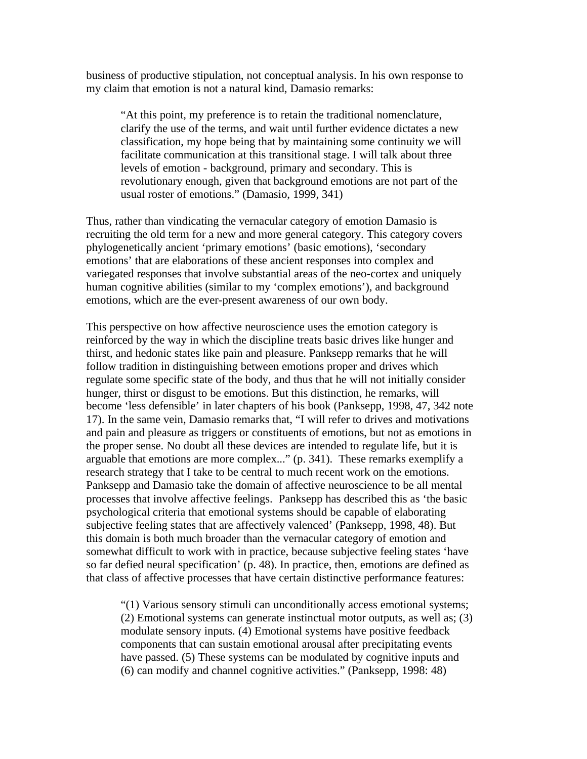business of productive stipulation, not conceptual analysis. In his own response to my claim that emotion is not a natural kind, Damasio remarks:

> "At this point, my preference is to retain the traditional nomenclature, clarify the use of the terms, and wait until further evidence dictates a new classification, my hope being that by maintaining some continuity we will facilitate communication at this transitional stage. I will talk about three levels of emotion - background, primary and secondary. This is revolutionary enough, given that background emotions are not part of the usual roster of emotions." (Damasio, 1999, 341)

Thus, rather than vindicating the vernacular category of emotion Damasio is recruiting the old term for a new and more general category. This category covers phylogenetically ancient 'primary emotions' (basic emotions), 'secondary emotions' that are elaborations of these ancient responses into complex and variegated responses that involve substantial areas of the neo-cortex and uniquely human cognitive abilities (similar to my 'complex emotions'), and background emotions, which are the ever-present awareness of our own body.

This perspective on how affective neuroscience uses the emotion category is reinforced by the way in which the discipline treats basic drives like hunger and thirst, and hedonic states like pain and pleasure. Panksepp remarks that he will follow tradition in distinguishing between emotions proper and drives which regulate some specific state of the body, and thus that he will not initially consider hunger, thirst or disgust to be emotions. But this distinction, he remarks, will become 'less defensible' in later chapters of his book (Panksepp, 1998, 47, 342 note 17). In the same vein, Damasio remarks that, "I will refer to drives and motivations and pain and pleasure as triggers or constituents of emotions, but not as emotions in the proper sense. No doubt all these devices are intended to regulate life, but it is arguable that emotions are more complex..." (p. 341). These remarks exemplify a research strategy that I take to be central to much recent work on the emotions. Panksepp and Damasio take the domain of affective neuroscience to be all mental processes that involve affective feelings. Panksepp has described this as 'the basic psychological criteria that emotional systems should be capable of elaborating subjective feeling states that are affectively valenced' (Panksepp, 1998, 48). But this domain is both much broader than the vernacular category of emotion and somewhat difficult to work with in practice, because subjective feeling states 'have so far defied neural specification' (p. 48). In practice, then, emotions are defined as that class of affective processes that have certain distinctive performance features:

> "(1) Various sensory stimuli can unconditionally access emotional systems; (2) Emotional systems can generate instinctual motor outputs, as well as; (3) modulate sensory inputs. (4) Emotional systems have positive feedback components that can sustain emotional arousal after precipitating events have passed. (5) These systems can be modulated by cognitive inputs and (6) can modify and channel cognitive activities." (Panksepp, 1998: 48)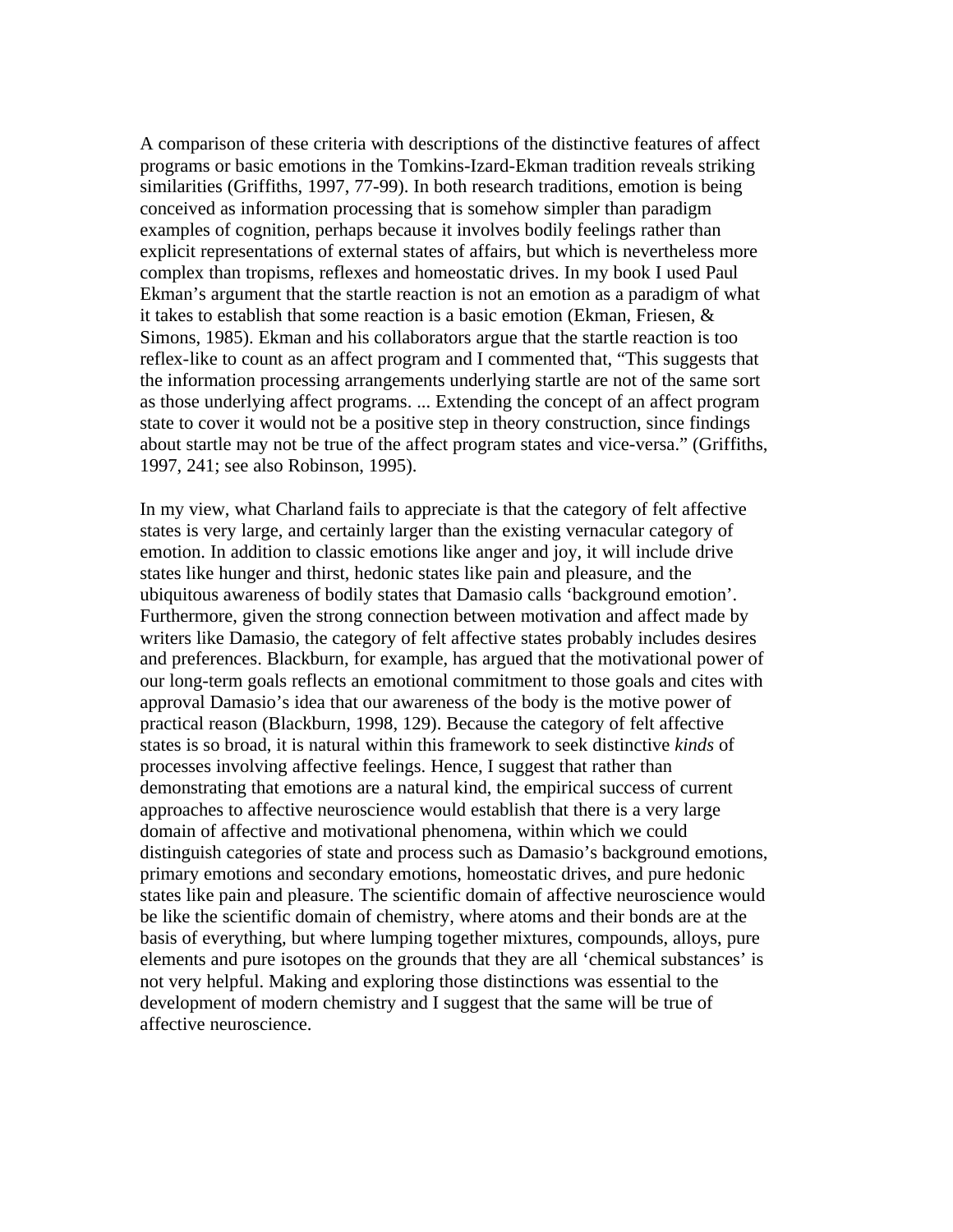A comparison of these criteria with descriptions of the distinctive features of affect programs or basic emotions in the Tomkins-Izard-Ekman tradition reveals striking similarities (Griffiths, 1997, 77-99). In both research traditions, emotion is being conceived as information processing that is somehow simpler than paradigm examples of cognition, perhaps because it involves bodily feelings rather than explicit representations of external states of affairs, but which is nevertheless more complex than tropisms, reflexes and homeostatic drives. In my book I used Paul Ekman's argument that the startle reaction is not an emotion as a paradigm of what it takes to establish that some reaction is a basic emotion (Ekman, Friesen, & Simons, 1985). Ekman and his collaborators argue that the startle reaction is too reflex-like to count as an affect program and I commented that, "This suggests that the information processing arrangements underlying startle are not of the same sort as those underlying affect programs. ... Extending the concept of an affect program state to cover it would not be a positive step in theory construction, since findings about startle may not be true of the affect program states and vice-versa." (Griffiths, 1997, 241; see also Robinson, 1995).

In my view, what Charland fails to appreciate is that the category of felt affective states is very large, and certainly larger than the existing vernacular category of emotion. In addition to classic emotions like anger and joy, it will include drive states like hunger and thirst, hedonic states like pain and pleasure, and the ubiquitous awareness of bodily states that Damasio calls 'background emotion'. Furthermore, given the strong connection between motivation and affect made by writers like Damasio, the category of felt affective states probably includes desires and preferences. Blackburn, for example, has argued that the motivational power of our long-term goals reflects an emotional commitment to those goals and cites with approval Damasio's idea that our awareness of the body is the motive power of practical reason (Blackburn, 1998, 129). Because the category of felt affective states is so broad, it is natural within this framework to seek distinctive *kinds* of processes involving affective feelings. Hence, I suggest that rather than demonstrating that emotions are a natural kind, the empirical success of current approaches to affective neuroscience would establish that there is a very large domain of affective and motivational phenomena, within which we could distinguish categories of state and process such as Damasio's background emotions, primary emotions and secondary emotions, homeostatic drives, and pure hedonic states like pain and pleasure. The scientific domain of affective neuroscience would be like the scientific domain of chemistry, where atoms and their bonds are at the basis of everything, but where lumping together mixtures, compounds, alloys, pure elements and pure isotopes on the grounds that they are all 'chemical substances' is not very helpful. Making and exploring those distinctions was essential to the development of modern chemistry and I suggest that the same will be true of affective neuroscience.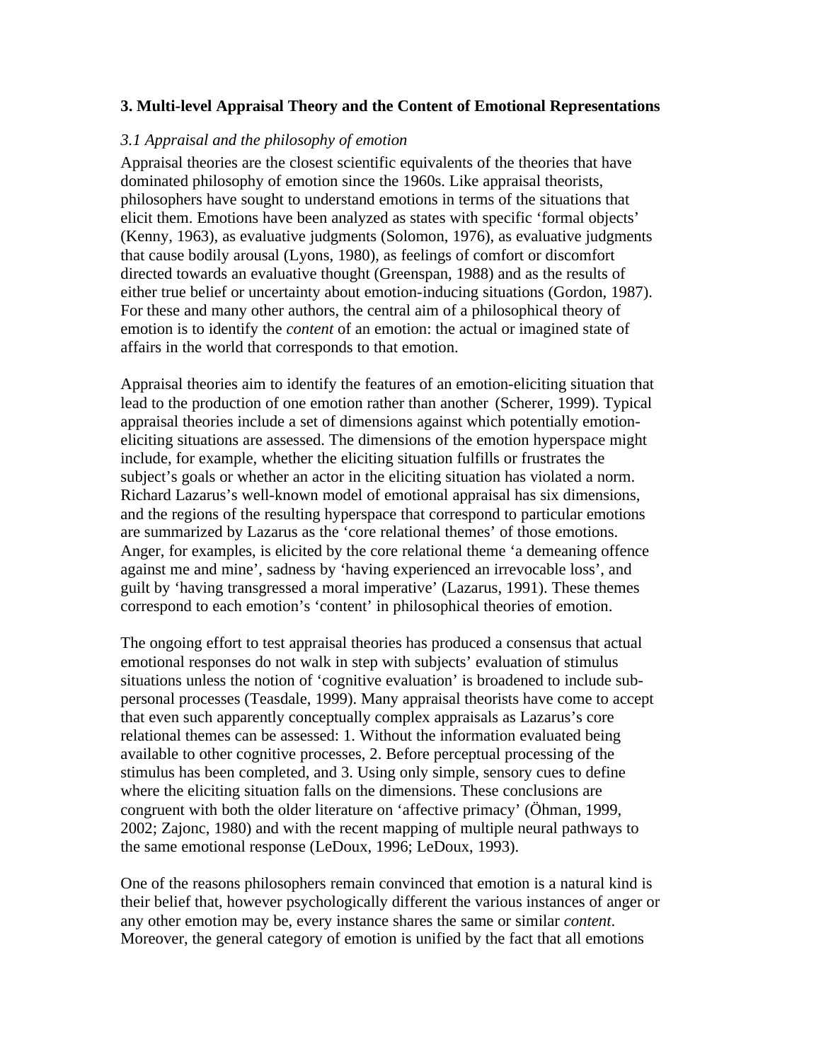## 3. Multi-level Appraisal Theory and the Content of Emotional Representations

### *3.1 Appraisal and the philosophy of emotion*

Appraisal theories are the closest scientific equivalents of the theories that have dominated philosophy of emotion since the 1960s. Like appraisal theorists, philosophers have sought to understand emotions in terms of the situations that elicit them. Emotions have been analyzed as states with specific 'formal objects' (Kenny, 1963), as evaluative judgments (Solomon, 1976), as evaluative judgments that cause bodily arousal (Lyons, 1980), as feelings of comfort or discomfort directed towards an evaluative thought (Greenspan, 1988) and as the results of either true belief or uncertainty about emotion-inducing situations (Gordon, 1987). For these and many other authors, the central aim of a philosophical theory of emotion is to identify the *content* of an emotion: the actual or imagined state of affairs in the world that corresponds to that emotion.

Appraisal theories aim to identify the features of an emotion-eliciting situation that lead to the production of one emotion rather than another (Scherer, 1999). Typical appraisal theories include a set of dimensions against which potentially emotion-eliciting situations are assessed. The dimensions of the emotion hyperspace might include, for example, whether the eliciting situation fulfills or frustrates the subject's goals or whether an actor in the eliciting situation has violated a norm. Richard Lazarus's well-known model of emotional appraisal has six dimensions, and the regions of the resulting hyperspace that correspond to particular emotions are summarized by Lazarus as the 'core relational themes' of those emotions. Anger, for examples, is elicited by the core relational theme 'a demeaning offence against me and mine', sadness by 'having experienced an irrevocable loss', and guilt by 'having transgressed a moral imperative' (Lazarus, 1991). These themes correspond to each emotion's 'content' in philosophical theories of emotion.

The ongoing effort to test appraisal theories has produced a consensus that actual emotional responses do not walk in step with subjects' evaluation of stimulus situations unless the notion of 'cognitive evaluation' is broadened to include sub-personal processes (Teasdale, 1999). Many appraisal theorists have come to accept that even such apparently conceptually complex appraisals as Lazarus's core relational themes can be assessed: 1. Without the information evaluated being available to other cognitive processes, 2. Before perceptual processing of the stimulus has been completed, and 3. Using only simple, sensory cues to define where the eliciting situation falls on the dimensions. These conclusions are congruent with both the older literature on 'affective primacy' (Öhman, 1999, 2002; Zajonc, 1980) and with the recent mapping of multiple neural pathways to the same emotional response (LeDoux, 1996; LeDoux, 1993).

One of the reasons philosophers remain convinced that emotion is a natural kind is their belief that, however psychologically different the various instances of anger or any other emotion may be, every instance shares the same or similar *content*. Moreover, the general category of emotion is unified by the fact that all emotions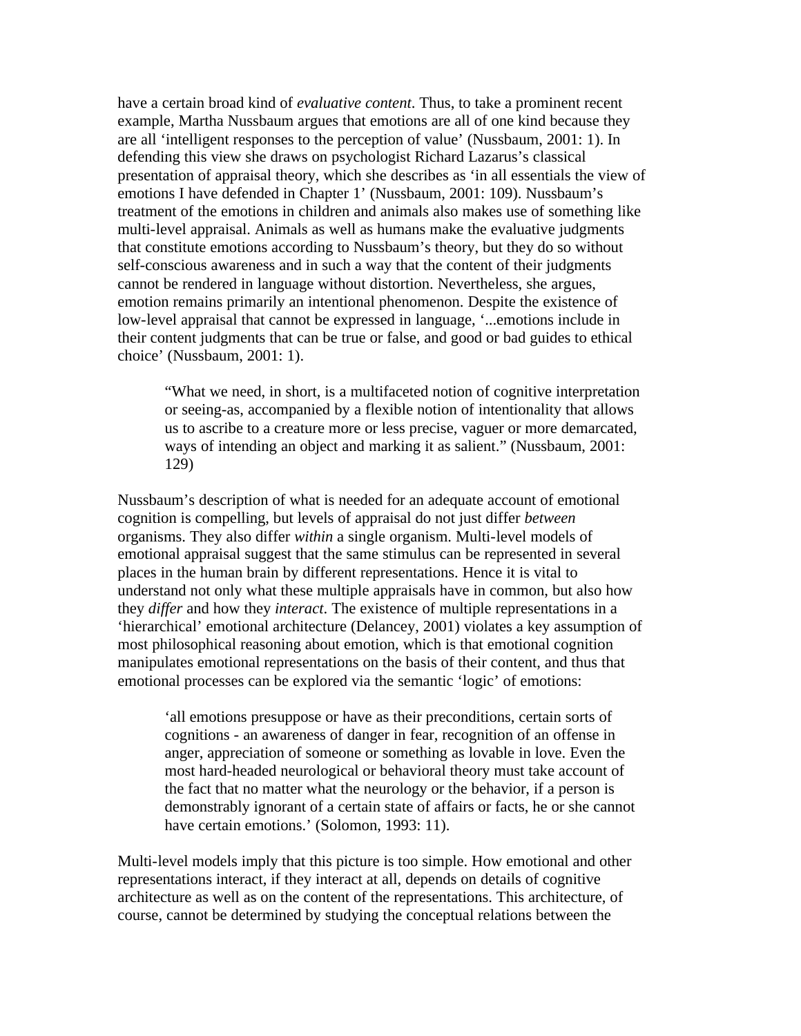have a certain broad kind of *evaluative content*. Thus, to take a prominent recent example, Martha Nussbaum argues that emotions are all of one kind because they are all 'intelligent responses to the perception of value' (Nussbaum, 2001: 1). In defending this view she draws on psychologist Richard Lazarus's classical presentation of appraisal theory, which she describes as 'in all essentials the view of emotions I have defended in Chapter 1' (Nussbaum, 2001: 109). Nussbaum's treatment of the emotions in children and animals also makes use of something like multi-level appraisal. Animals as well as humans make the evaluative judgments that constitute emotions according to Nussbaum's theory, but they do so without self-conscious awareness and in such a way that the content of their judgments cannot be rendered in language without distortion. Nevertheless, she argues, emotion remains primarily an intentional phenomenon. Despite the existence of low-level appraisal that cannot be expressed in language, '...emotions include in their content judgments that can be true or false, and good or bad guides to ethical choice' (Nussbaum, 2001: 1).

> "What we need, in short, is a multifaceted notion of cognitive interpretation or seeing-as, accompanied by a flexible notion of intentionality that allows us to ascribe to a creature more or less precise, vaguer or more demarcated, ways of intending an object and marking it as salient." (Nussbaum, 2001: 129)

Nussbaum's description of what is needed for an adequate account of emotional cognition is compelling, but levels of appraisal do not just differ *between* organisms. They also differ *within* a single organism. Multi-level models of emotional appraisal suggest that the same stimulus can be represented in several places in the human brain by different representations. Hence it is vital to understand not only what these multiple appraisals have in common, but also how they *differ* and how they *interact*. The existence of multiple representations in a 'hierarchical' emotional architecture (Delancey, 2001) violates a key assumption of most philosophical reasoning about emotion, which is that emotional cognition manipulates emotional representations on the basis of their content, and thus that emotional processes can be explored via the semantic 'logic' of emotions:

> 'all emotions presuppose or have as their preconditions, certain sorts of cognitions - an awareness of danger in fear, recognition of an offense in anger, appreciation of someone or something as lovable in love. Even the most hard-headed neurological or behavioral theory must take account of the fact that no matter what the neurology or the behavior, if a person is demonstrably ignorant of a certain state of affairs or facts, he or she cannot have certain emotions.' (Solomon, 1993: 11).

Multi-level models imply that this picture is too simple. How emotional and other representations interact, if they interact at all, depends on details of cognitive architecture as well as on the content of the representations. This architecture, of course, cannot be determined by studying the conceptual relations between the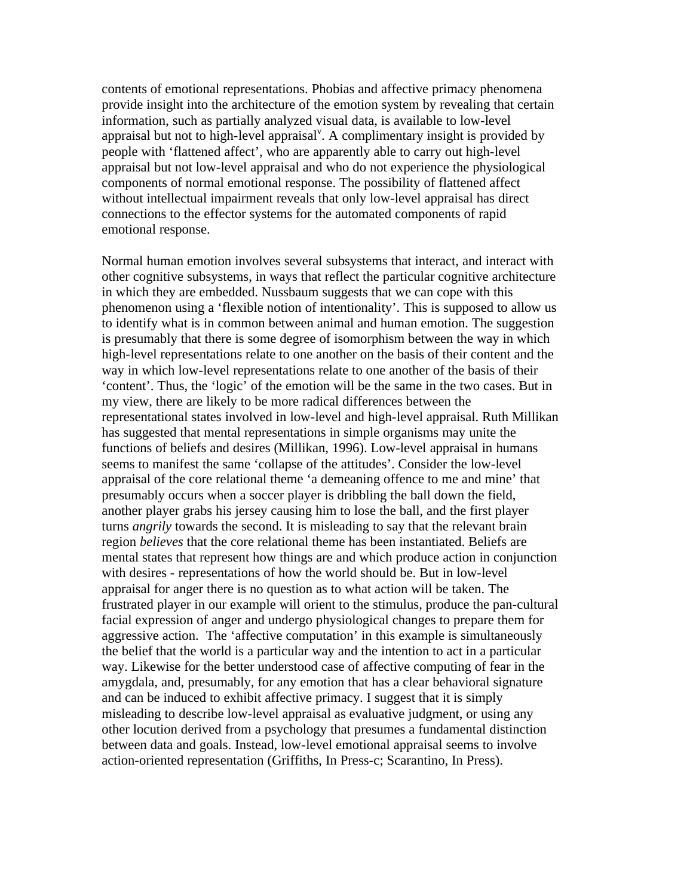contents of emotional representations. Phobias and affective primacy phenomena provide insight into the architecture of the emotion system by revealing that certain information, such as partially analyzed visual data, is available to low-level appraisal but not to high-level appraisal[v]. A complimentary insight is provided by people with 'flattened affect', who are apparently able to carry out high-level appraisal but not low-level appraisal and who do not experience the physiological components of normal emotional response. The possibility of flattened affect without intellectual impairment reveals that only low-level appraisal has direct connections to the effector systems for the automated components of rapid emotional response.

Normal human emotion involves several subsystems that interact, and interact with other cognitive subsystems, in ways that reflect the particular cognitive architecture in which they are embedded. Nussbaum suggests that we can cope with this phenomenon using a 'flexible notion of intentionality'. This is supposed to allow us to identify what is in common between animal and human emotion. The suggestion is presumably that there is some degree of isomorphism between the way in which high-level representations relate to one another on the basis of their content and the way in which low-level representations relate to one another of the basis of their 'content'. Thus, the 'logic' of the emotion will be the same in the two cases. But in my view, there are likely to be more radical differences between the representational states involved in low-level and high-level appraisal. Ruth Millikan has suggested that mental representations in simple organisms may unite the functions of beliefs and desires (Millikan, 1996). Low-level appraisal in humans seems to manifest the same 'collapse of the attitudes'. Consider the low-level appraisal of the core relational theme 'a demeaning offence to me and mine' that presumably occurs when a soccer player is dribbling the ball down the field, another player grabs his jersey causing him to lose the ball, and the first player turns *angrily* towards the second. It is misleading to say that the relevant brain region *believes* that the core relational theme has been instantiated. Beliefs are mental states that represent how things are and which produce action in conjunction with desires - representations of how the world should be. But in low-level appraisal for anger there is no question as to what action will be taken. The frustrated player in our example will orient to the stimulus, produce the pan-cultural facial expression of anger and undergo physiological changes to prepare them for aggressive action. The 'affective computation' in this example is simultaneously the belief that the world is a particular way and the intention to act in a particular way. Likewise for the better understood case of affective computing of fear in the amygdala, and, presumably, for any emotion that has a clear behavioral signature and can be induced to exhibit affective primacy. I suggest that it is simply misleading to describe low-level appraisal as evaluative judgment, or using any other locution derived from a psychology that presumes a fundamental distinction between data and goals. Instead, low-level emotional appraisal seems to involve action-oriented representation (Griffiths, In Press-c; Scarantino, In Press).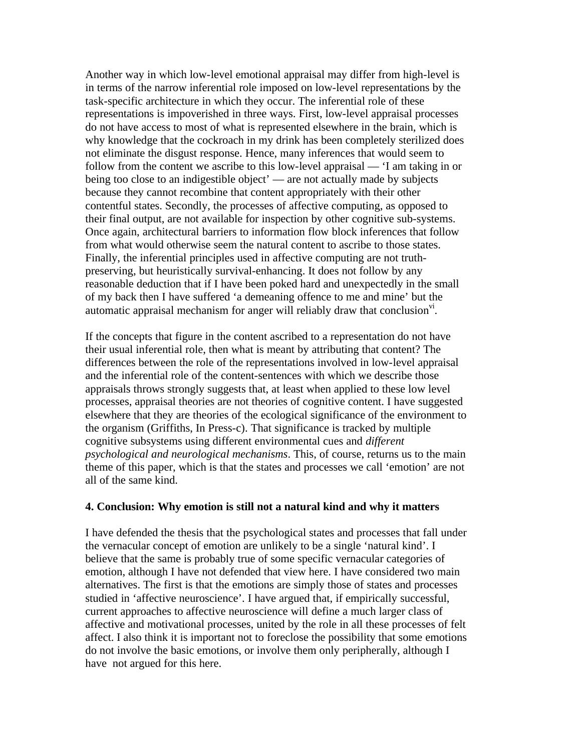Another way in which low-level emotional appraisal may differ from high-level is in terms of the narrow inferential role imposed on low-level representations by the task-specific architecture in which they occur. The inferential role of these representations is impoverished in three ways. First, low-level appraisal processes do not have access to most of what is represented elsewhere in the brain, which is why knowledge that the cockroach in my drink has been completely sterilized does not eliminate the disgust response. Hence, many inferences that would seem to follow from the content we ascribe to this low-level appraisal — 'I am taking in or being too close to an indigestible object' — are not actually made by subjects because they cannot recombine that content appropriately with their other contentful states. Secondly, the processes of affective computing, as opposed to their final output, are not available for inspection by other cognitive sub-systems. Once again, architectural barriers to information flow block inferences that follow from what would otherwise seem the natural content to ascribe to those states. Finally, the inferential principles used in affective computing are not truth-preserving, but heuristically survival-enhancing. It does not follow by any reasonable deduction that if I have been poked hard and unexpectedly in the small of my back then I have suffered 'a demeaning offence to me and mine' but the automatic appraisal mechanism for anger will reliably draw that conclusion[vi].

If the concepts that figure in the content ascribed to a representation do not have their usual inferential role, then what is meant by attributing that content? The differences between the role of the representations involved in low-level appraisal and the inferential role of the content-sentences with which we describe those appraisals throws strongly suggests that, at least when applied to these low level processes, appraisal theories are not theories of cognitive content. I have suggested elsewhere that they are theories of the ecological significance of the environment to the organism (Griffiths, In Press-c). That significance is tracked by multiple cognitive subsystems using different environmental cues and *different psychological and neurological mechanisms*. This, of course, returns us to the main theme of this paper, which is that the states and processes we call 'emotion' are not all of the same kind.

### 4. Conclusion: Why emotion is still not a natural kind and why it matters

I have defended the thesis that the psychological states and processes that fall under the vernacular concept of emotion are unlikely to be a single 'natural kind'. I believe that the same is probably true of some specific vernacular categories of emotion, although I have not defended that view here. I have considered two main alternatives. The first is that the emotions are simply those of states and processes studied in 'affective neuroscience'. I have argued that, if empirically successful, current approaches to affective neuroscience will define a much larger class of affective and motivational processes, united by the role in all these processes of felt affect. I also think it is important not to foreclose the possibility that some emotions do not involve the basic emotions, or involve them only peripherally, although I have not argued for this here.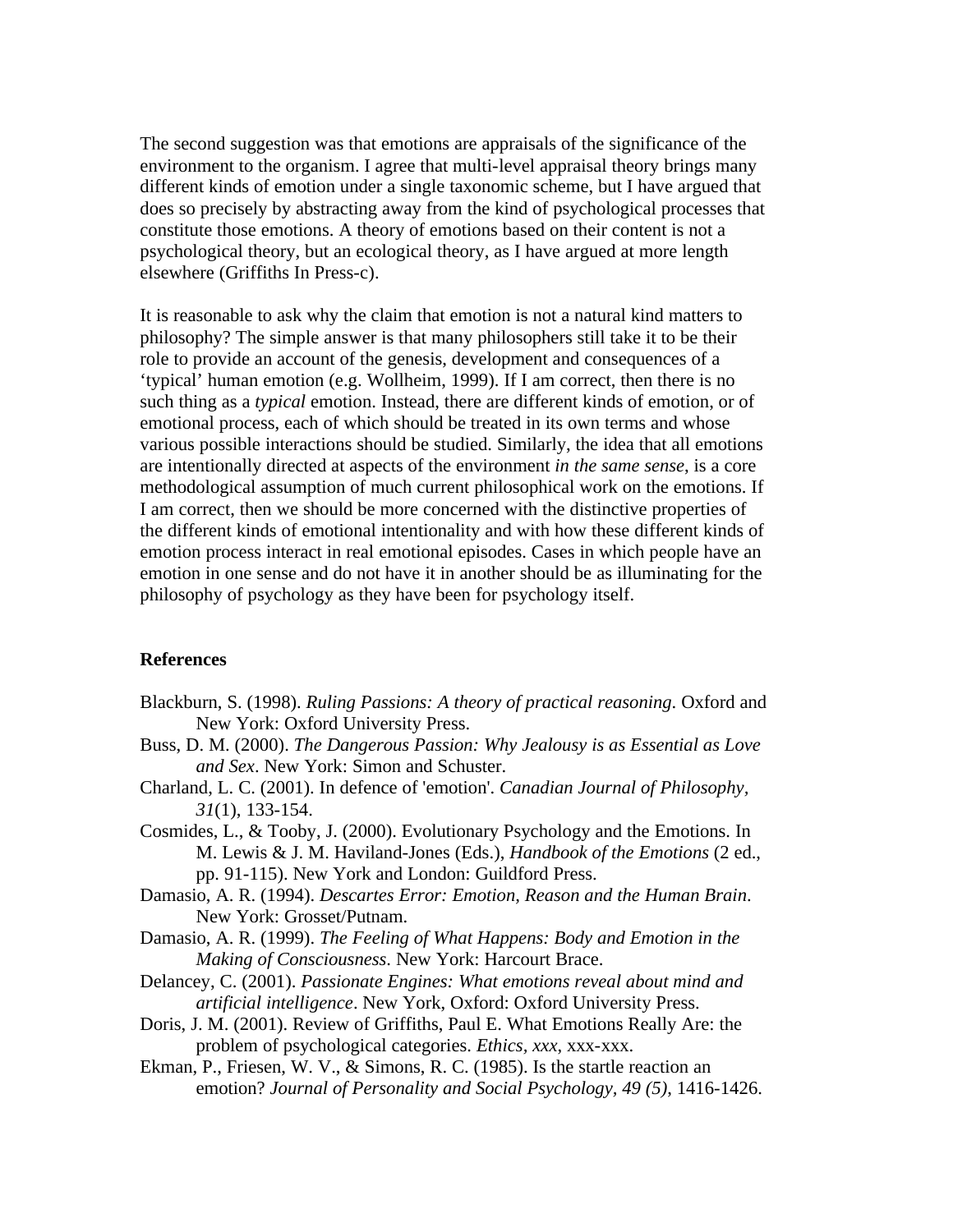The second suggestion was that emotions are appraisals of the significance of the environment to the organism. I agree that multi-level appraisal theory brings many different kinds of emotion under a single taxonomic scheme, but I have argued that does so precisely by abstracting away from the kind of psychological processes that constitute those emotions. A theory of emotions based on their content is not a psychological theory, but an ecological theory, as I have argued at more length elsewhere (Griffiths In Press-c).

It is reasonable to ask why the claim that emotion is not a natural kind matters to philosophy? The simple answer is that many philosophers still take it to be their role to provide an account of the genesis, development and consequences of a 'typical' human emotion (e.g. Wollheim, 1999). If I am correct, then there is no such thing as a *typical* emotion. Instead, there are different kinds of emotion, or of emotional process, each of which should be treated in its own terms and whose various possible interactions should be studied. Similarly, the idea that all emotions are intentionally directed at aspects of the environment *in the same sense*, is a core methodological assumption of much current philosophical work on the emotions. If I am correct, then we should be more concerned with the distinctive properties of the different kinds of emotional intentionality and with how these different kinds of emotion process interact in real emotional episodes. Cases in which people have an emotion in one sense and do not have it in another should be as illuminating for the philosophy of psychology as they have been for psychology itself.

## References

Blackburn, S. (1998). *Ruling Passions: A theory of practical reasoning*. Oxford and New York: Oxford University Press.

Buss, D. M. (2000). *The Dangerous Passion: Why Jealousy is as Essential as Love and Sex*. New York: Simon and Schuster.

Charland, L. C. (2001). In defence of 'emotion'. *Canadian Journal of Philosophy, 31*(1), 133-154.

Cosmides, L., & Tooby, J. (2000). Evolutionary Psychology and the Emotions. In M. Lewis & J. M. Haviland-Jones (Eds.), *Handbook of the Emotions* (2 ed., pp. 91-115). New York and London: Guildford Press.

Damasio, A. R. (1994). *Descartes Error: Emotion, Reason and the Human Brain*. New York: Grosset/Putnam.

Damasio, A. R. (1999). *The Feeling of What Happens: Body and Emotion in the Making of Consciousness*. New York: Harcourt Brace.

Delancey, C. (2001). *Passionate Engines: What emotions reveal about mind and artificial intelligence*. New York, Oxford: Oxford University Press.

Doris, J. M. (2001). Review of Griffiths, Paul E. What Emotions Really Are: the problem of psychological categories. *Ethics, xxx*, xxx-xxx.

Ekman, P., Friesen, W. V., & Simons, R. C. (1985). Is the startle reaction an emotion? *Journal of Personality and Social Psychology, 49 (5)*, 1416-1426.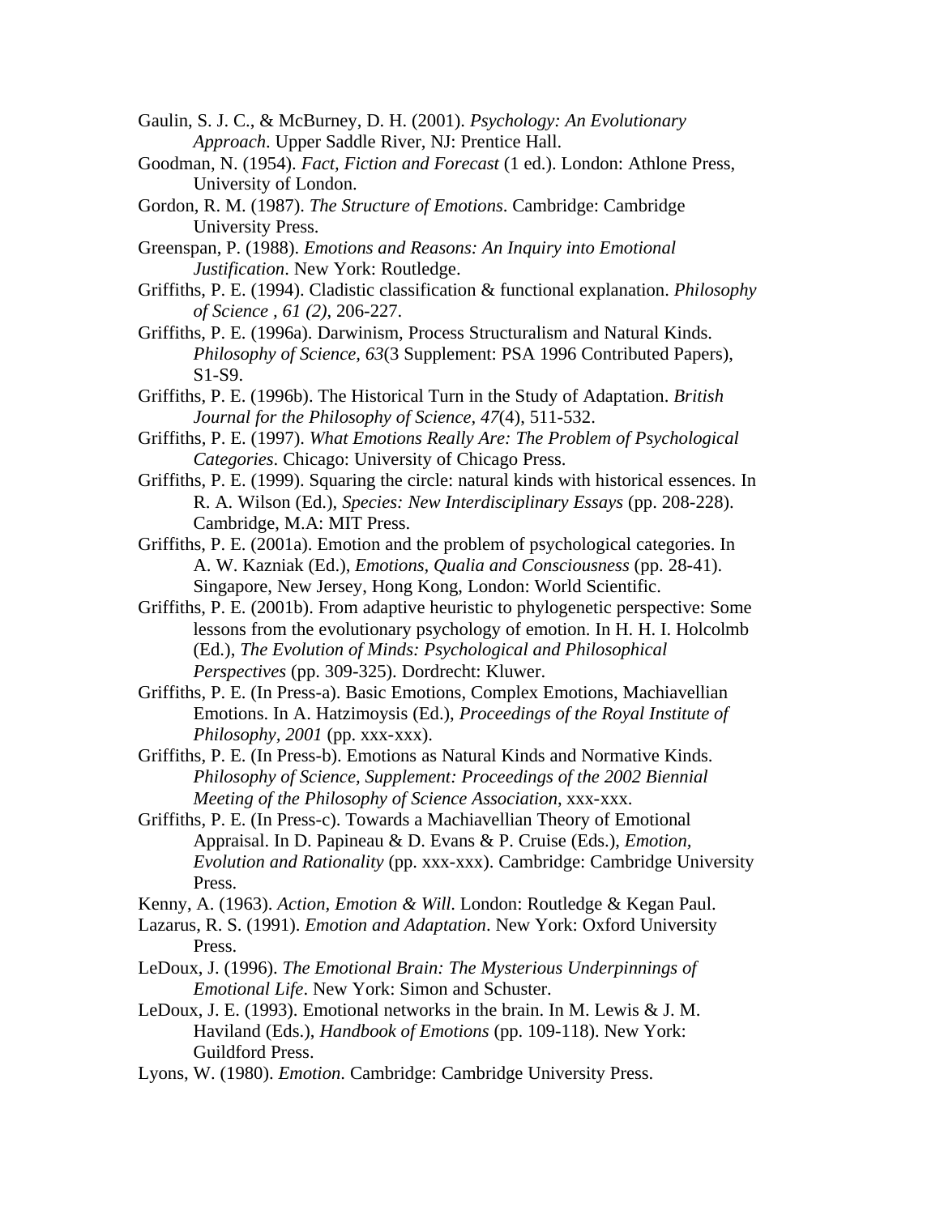Gaulin, S. J. C., & McBurney, D. H. (2001). *Psychology: An Evolutionary Approach*. Upper Saddle River, NJ: Prentice Hall.

Goodman, N. (1954). *Fact, Fiction and Forecast* (1 ed.). London: Athlone Press, University of London.

Gordon, R. M. (1987). *The Structure of Emotions*. Cambridge: Cambridge University Press.

Greenspan, P. (1988). *Emotions and Reasons: An Inquiry into Emotional Justification*. New York: Routledge.

Griffiths, P. E. (1994). Cladistic classification & functional explanation. *Philosophy of Science , 61 (2)*, 206-227.

Griffiths, P. E. (1996a). Darwinism, Process Structuralism and Natural Kinds. *Philosophy of Science, 63*(3 Supplement: PSA 1996 Contributed Papers), S1-S9.

Griffiths, P. E. (1996b). The Historical Turn in the Study of Adaptation. *British Journal for the Philosophy of Science, 47*(4), 511-532.

Griffiths, P. E. (1997). *What Emotions Really Are: The Problem of Psychological Categories*. Chicago: University of Chicago Press.

Griffiths, P. E. (1999). Squaring the circle: natural kinds with historical essences. In R. A. Wilson (Ed.), *Species: New Interdisciplinary Essays* (pp. 208-228). Cambridge, M.A: MIT Press.

Griffiths, P. E. (2001a). Emotion and the problem of psychological categories. In A. W. Kazniak (Ed.), *Emotions, Qualia and Consciousness* (pp. 28-41). Singapore, New Jersey, Hong Kong, London: World Scientific.

Griffiths, P. E. (2001b). From adaptive heuristic to phylogenetic perspective: Some lessons from the evolutionary psychology of emotion. In H. H. I. Holcolmb (Ed.), *The Evolution of Minds: Psychological and Philosophical Perspectives* (pp. 309-325). Dordrecht: Kluwer.

Griffiths, P. E. (In Press-a). Basic Emotions, Complex Emotions, Machiavellian Emotions. In A. Hatzimoysis (Ed.), *Proceedings of the Royal Institute of Philosophy, 2001* (pp. xxx-xxx).

Griffiths, P. E. (In Press-b). Emotions as Natural Kinds and Normative Kinds. *Philosophy of Science, Supplement: Proceedings of the 2002 Biennial Meeting of the Philosophy of Science Association*, xxx-xxx.

Griffiths, P. E. (In Press-c). Towards a Machiavellian Theory of Emotional Appraisal. In D. Papineau & D. Evans & P. Cruise (Eds.), *Emotion, Evolution and Rationality* (pp. xxx-xxx). Cambridge: Cambridge University Press.

Kenny, A. (1963). *Action, Emotion & Will*. London: Routledge & Kegan Paul.

Lazarus, R. S. (1991). *Emotion and Adaptation*. New York: Oxford University Press.

LeDoux, J. (1996). *The Emotional Brain: The Mysterious Underpinnings of Emotional Life*. New York: Simon and Schuster.

LeDoux, J. E. (1993). Emotional networks in the brain. In M. Lewis & J. M. Haviland (Eds.), *Handbook of Emotions* (pp. 109-118). New York: Guildford Press.

Lyons, W. (1980). *Emotion*. Cambridge: Cambridge University Press.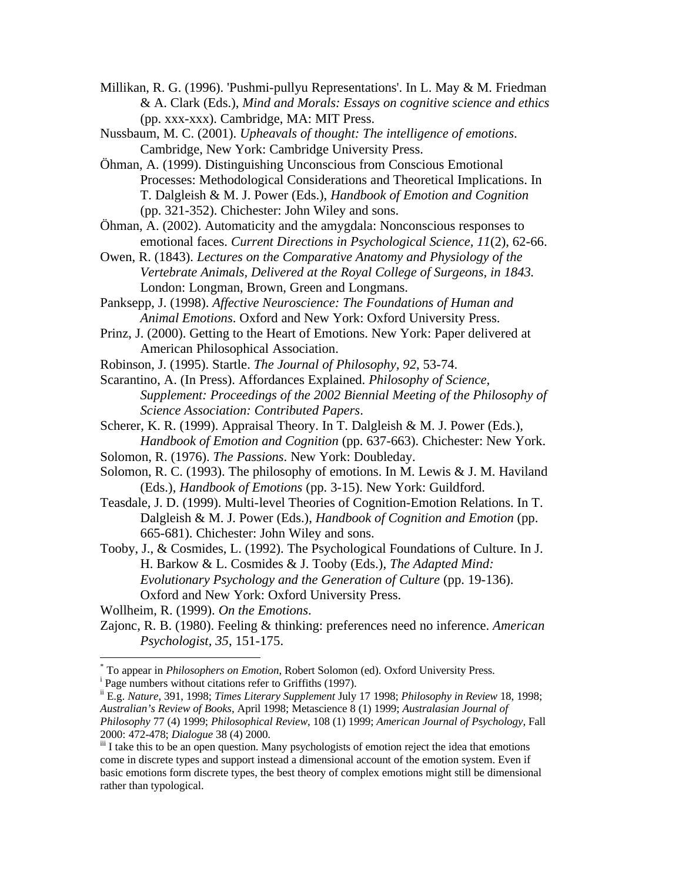Millikan, R. G. (1996). 'Pushmi-pullyu Representations'. In L. May & M. Friedman & A. Clark (Eds.), *Mind and Morals: Essays on cognitive science and ethics* (pp. xxx-xxx). Cambridge, MA: MIT Press.

Nussbaum, M. C. (2001). *Upheavals of thought: The intelligence of emotions*. Cambridge, New York: Cambridge University Press.

Öhman, A. (1999). Distinguishing Unconscious from Conscious Emotional Processes: Methodological Considerations and Theoretical Implications. In T. Dalgleish & M. J. Power (Eds.), *Handbook of Emotion and Cognition* (pp. 321-352). Chichester: John Wiley and sons.

Öhman, A. (2002). Automaticity and the amygdala: Nonconscious responses to emotional faces. *Current Directions in Psychological Science, 11*(2), 62-66.

Owen, R. (1843). *Lectures on the Comparative Anatomy and Physiology of the Vertebrate Animals, Delivered at the Royal College of Surgeons, in 1843.* London: Longman, Brown, Green and Longmans.

Panksepp, J. (1998). *Affective Neuroscience: The Foundations of Human and Animal Emotions*. Oxford and New York: Oxford University Press.

Prinz, J. (2000). Getting to the Heart of Emotions. New York: Paper delivered at American Philosophical Association.

Robinson, J. (1995). Startle. *The Journal of Philosophy, 92*, 53-74.

Scarantino, A. (In Press). Affordances Explained. *Philosophy of Science, Supplement: Proceedings of the 2002 Biennial Meeting of the Philosophy of Science Association: Contributed Papers*.

Scherer, K. R. (1999). Appraisal Theory. In T. Dalgleish & M. J. Power (Eds.), *Handbook of Emotion and Cognition* (pp. 637-663). Chichester: New York.

Solomon, R. (1976). *The Passions*. New York: Doubleday.

Solomon, R. C. (1993). The philosophy of emotions. In M. Lewis & J. M. Haviland (Eds.), *Handbook of Emotions* (pp. 3-15). New York: Guildford.

Teasdale, J. D. (1999). Multi-level Theories of Cognition-Emotion Relations. In T. Dalgleish & M. J. Power (Eds.), *Handbook of Cognition and Emotion* (pp. 665-681). Chichester: John Wiley and sons.

Tooby, J., & Cosmides, L. (1992). The Psychological Foundations of Culture. In J. H. Barkow & L. Cosmides & J. Tooby (Eds.), *The Adapted Mind: Evolutionary Psychology and the Generation of Culture* (pp. 19-136). Oxford and New York: Oxford University Press.

Wollheim, R. (1999). *On the Emotions*.

Zajonc, R. B. (1980). Feeling & thinking: preferences need no inference. *American Psychologist, 35*, 151-175.

---

[*] To appear in *Philosophers on Emotion*, Robert Solomon (ed). Oxford University Press.

[i] Page numbers without citations refer to Griffiths (1997).

[ii] E.g. *Nature*, 391, 1998; *Times Literary Supplement* July 17 1998; *Philosophy in Review* 18, 1998; *Australian's Review of Books*, April 1998; Metascience 8 (1) 1999; *Australasian Journal of Philosophy* 77 (4) 1999; *Philosophical Review*, 108 (1) 1999; *American Journal of Psychology*, Fall 2000: 472-478; *Dialogue* 38 (4) 2000.

[iii] I take this to be an open question. Many psychologists of emotion reject the idea that emotions come in discrete types and support instead a dimensional account of the emotion system. Even if basic emotions form discrete types, the best theory of complex emotions might still be dimensional rather than typological.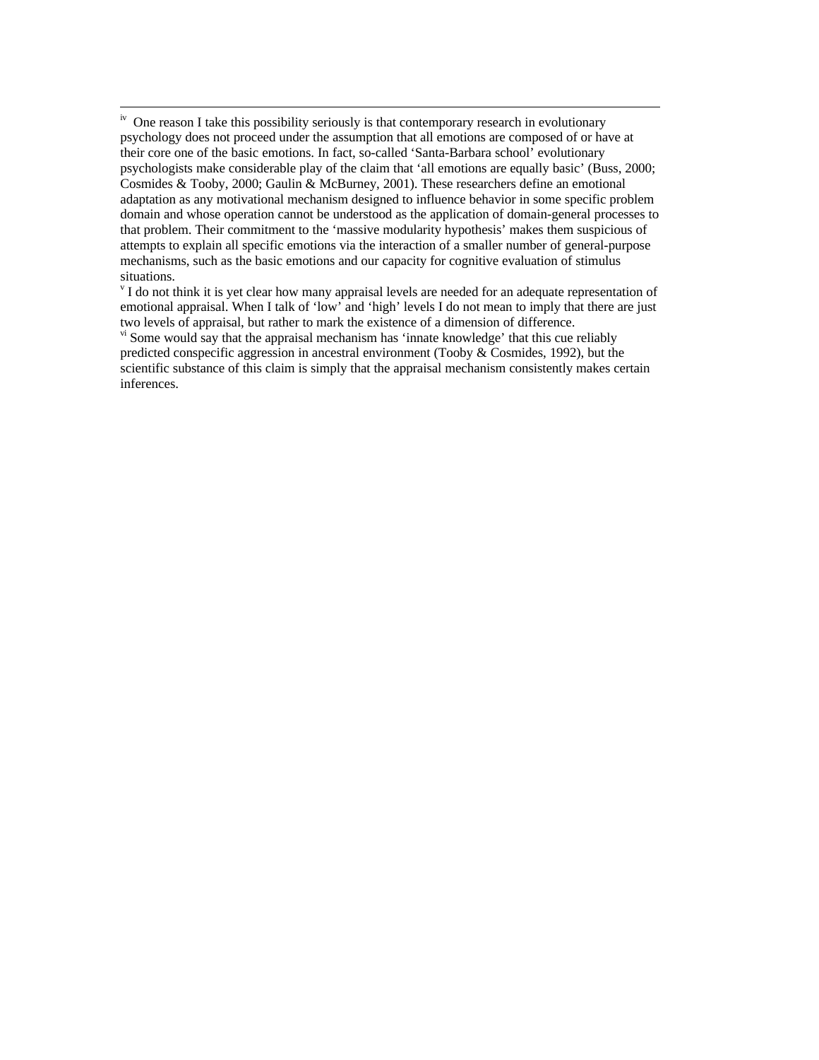---

[iv] One reason I take this possibility seriously is that contemporary research in evolutionary psychology does not proceed under the assumption that all emotions are composed of or have at their core one of the basic emotions. In fact, so-called 'Santa-Barbara school' evolutionary psychologists make considerable play of the claim that 'all emotions are equally basic' (Buss, 2000; Cosmides & Tooby, 2000; Gaulin & McBurney, 2001). These researchers define an emotional adaptation as any motivational mechanism designed to influence behavior in some specific problem domain and whose operation cannot be understood as the application of domain-general processes to that problem. Their commitment to the 'massive modularity hypothesis' makes them suspicious of attempts to explain all specific emotions via the interaction of a smaller number of general-purpose mechanisms, such as the basic emotions and our capacity for cognitive evaluation of stimulus situations.

[v] I do not think it is yet clear how many appraisal levels are needed for an adequate representation of emotional appraisal. When I talk of 'low' and 'high' levels I do not mean to imply that there are just two levels of appraisal, but rather to mark the existence of a dimension of difference.

[vi] Some would say that the appraisal mechanism has 'innate knowledge' that this cue reliably predicted conspecific aggression in ancestral environment (Tooby & Cosmides, 1992), but the scientific substance of this claim is simply that the appraisal mechanism consistently makes certain inferences.